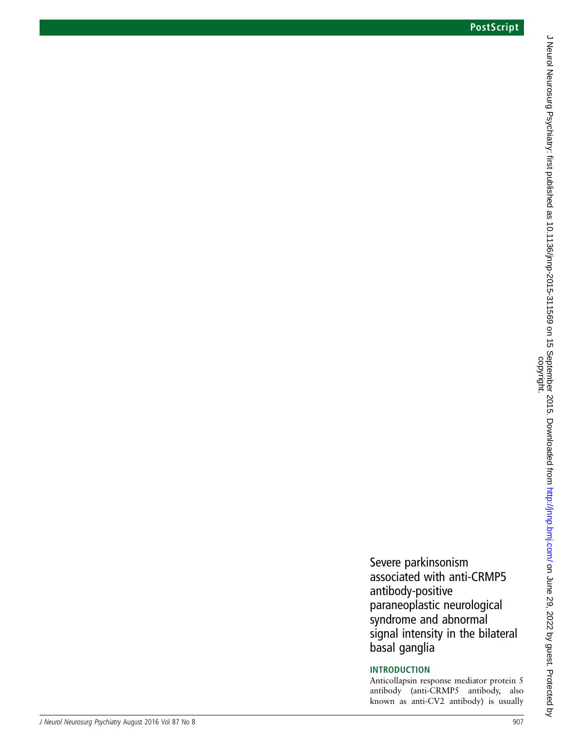# Severe parkinsonism associated with anti-CRMP5 antibody-positive paraneoplastic neurological syndrome and abnormal signal intensity in the bilateral basal ganglia

## INTRODUCTION

Anticollapsin response mediator protein 5 antibody (anti-CRMP5 antibody, also known as anti-CV2 antibody) is usually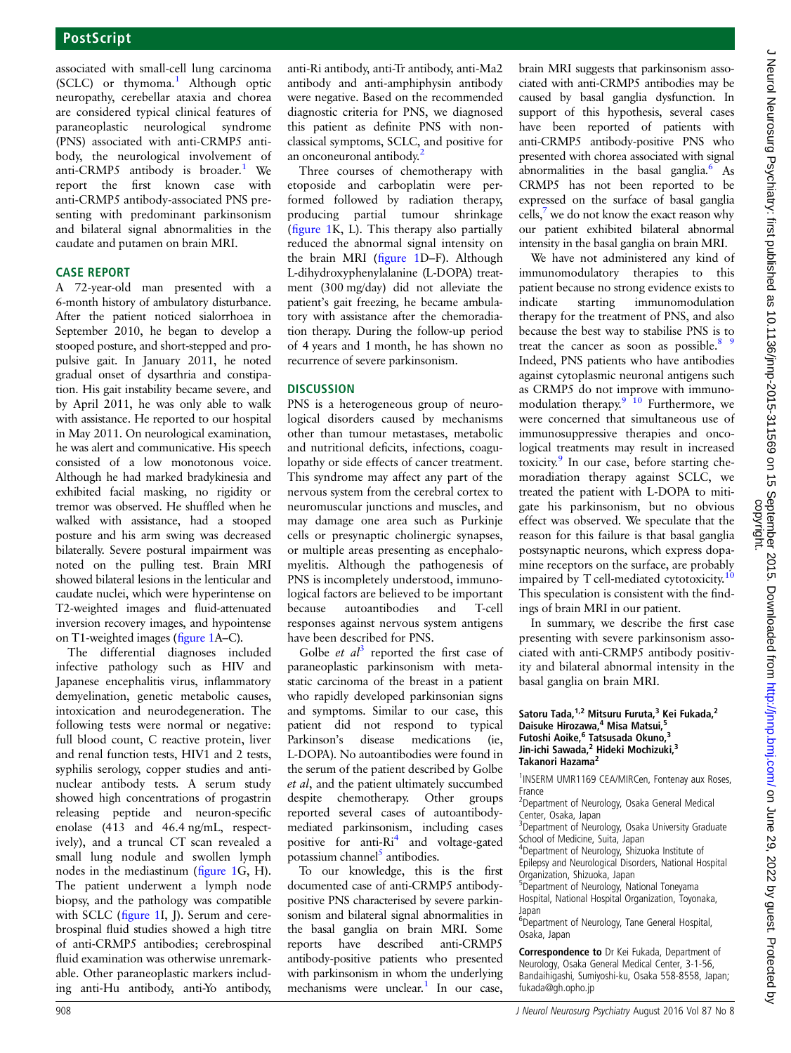associated with small-cell lung carcinoma (SCLC) or thymoma.[1] Although optic neuropathy, cerebellar ataxia and chorea are considered typical clinical features of paraneoplastic neurological syndrome (PNS) associated with anti-CRMP5 antibody, the neurological involvement of anti-CRMP5 antibody is broader.[1] We report the first known case with anti-CRMP5 antibody-associated PNS presenting with predominant parkinsonism and bilateral signal abnormalities in the caudate and putamen on brain MRI.

## CASE REPORT

A 72-year-old man presented with a 6-month history of ambulatory disturbance. After the patient noticed sialorrhoea in September 2010, he began to develop a stooped posture, and short-stepped and propulsive gait. In January 2011, he noted gradual onset of dysarthria and constipation. His gait instability became severe, and by April 2011, he was only able to walk with assistance. He reported to our hospital in May 2011. On neurological examination, he was alert and communicative. His speech consisted of a low monotonous voice. Although he had marked bradykinesia and exhibited facial masking, no rigidity or tremor was observed. He shuffled when he walked with assistance, had a stooped posture and his arm swing was decreased bilaterally. Severe postural impairment was noted on the pulling test. Brain MRI showed bilateral lesions in the lenticular and caudate nuclei, which were hyperintense on T2-weighted images and fluid-attenuated inversion recovery images, and hypointense on T1-weighted images (figure 1A–C).

The differential diagnoses included infective pathology such as HIV and Japanese encephalitis virus, inflammatory demyelination, genetic metabolic causes, intoxication and neurodegeneration. The following tests were normal or negative: full blood count, C reactive protein, liver and renal function tests, HIV1 and 2 tests, syphilis serology, copper studies and antinuclear antibody tests. A serum study showed high concentrations of progastrin releasing peptide and neuron-specific enolase (413 and 46.4 ng/mL, respectively), and a truncal CT scan revealed a small lung nodule and swollen lymph nodes in the mediastinum (figure 1G, H). The patient underwent a lymph node biopsy, and the pathology was compatible with SCLC (figure 1I, J). Serum and cerebrospinal fluid studies showed a high titre of anti-CRMP5 antibodies; cerebrospinal fluid examination was otherwise unremarkable. Other paraneoplastic markers including anti-Hu antibody, anti-Yo antibody, anti-Ri antibody, anti-Tr antibody, anti-Ma2 antibody and anti-amphiphysin antibody were negative. Based on the recommended diagnostic criteria for PNS, we diagnosed this patient as definite PNS with non-classical symptoms, SCLC, and positive for an onconeuronal antibody.[2]

Three courses of chemotherapy with etoposide and carboplatin were performed followed by radiation therapy, producing partial tumour shrinkage (figure 1K, L). This therapy also partially reduced the abnormal signal intensity on the brain MRI (figure 1D–F). Although L-dihydroxyphenylalanine (L-DOPA) treatment (300 mg/day) did not alleviate the patient's gait freezing, he became ambulatory with assistance after the chemoradiation therapy. During the follow-up period of 4 years and 1 month, he has shown no recurrence of severe parkinsonism.

## DISCUSSION

PNS is a heterogeneous group of neurological disorders caused by mechanisms other than tumour metastases, metabolic and nutritional deficits, infections, coagulopathy or side effects of cancer treatment. This syndrome may affect any part of the nervous system from the cerebral cortex to neuromuscular junctions and muscles, and may damage one area such as Purkinje cells or presynaptic cholinergic synapses, or multiple areas presenting as encephalomyelitis. Although the pathogenesis of PNS is incompletely understood, immunological factors are believed to be important because autoantibodies and T-cell responses against nervous system antigens have been described for PNS.

Golbe *et al*[3] reported the first case of paraneoplastic parkinsonism with metastatic carcinoma of the breast in a patient who rapidly developed parkinsonian signs and symptoms. Similar to our case, this patient did not respond to typical Parkinson's disease medications (ie, L-DOPA). No autoantibodies were found in the serum of the patient described by Golbe *et al*, and the patient ultimately succumbed despite chemotherapy. Other groups reported several cases of autoantibody-mediated parkinsonism, including cases positive for anti-Ri[4] and voltage-gated potassium channel[5] antibodies.

To our knowledge, this is the first documented case of anti-CRMP5 antibody-positive PNS characterised by severe parkinsonism and bilateral signal abnormalities in the basal ganglia on brain MRI. Some reports have described anti-CRMP5 antibody-positive patients who presented with parkinsonism in whom the underlying mechanisms were unclear.[1] In our case, brain MRI suggests that parkinsonism associated with anti-CRMP5 antibodies may be caused by basal ganglia dysfunction. In support of this hypothesis, several cases have been reported of patients with anti-CRMP5 antibody-positive PNS who presented with chorea associated with signal abnormalities in the basal ganglia.[6] As CRMP5 has not been reported to be expressed on the surface of basal ganglia cells,[7] we do not know the exact reason why our patient exhibited bilateral abnormal intensity in the basal ganglia on brain MRI.

We have not administered any kind of immunomodulatory therapies to this patient because no strong evidence exists to indicate starting immunomodulation therapy for the treatment of PNS, and also because the best way to stabilise PNS is to treat the cancer as soon as possible.[8,9] Indeed, PNS patients who have antibodies against cytoplasmic neuronal antigens such as CRMP5 do not improve with immunomodulation therapy.[9,10] Furthermore, we were concerned that simultaneous use of immunosuppressive therapies and oncological treatments may result in increased toxicity.[9] In our case, before starting chemoradiation therapy against SCLC, we treated the patient with L-DOPA to mitigate his parkinsonism, but no obvious effect was observed. We speculate that the reason for this failure is that basal ganglia postsynaptic neurons, which express dopamine receptors on the surface, are probably impaired by T cell-mediated cytotoxicity.[10] This speculation is consistent with the findings of brain MRI in our patient.

In summary, we describe the first case presenting with severe parkinsonism associated with anti-CRMP5 antibody positivity and bilateral abnormal intensity in the basal ganglia on brain MRI.

**Satoru Tada,[1,2] Mitsuru Furuta,[3] Kei Fukada,[2] Daisuke Hirozawa,[4] Misa Matsui,[5] Futoshi Aoike,[6] Tatsusada Okuno,[3] Jin-ichi Sawada,[2] Hideki Mochizuki,[3] Takanori Hazama[2]**

[1]INSERM UMR1169 CEA/MIRCen, Fontenay aux Roses, France
[2]Department of Neurology, Osaka General Medical Center, Osaka, Japan
[3]Department of Neurology, Osaka University Graduate School of Medicine, Suita, Japan
[4]Department of Neurology, Shizuoka Institute of Epilepsy and Neurological Disorders, National Hospital Organization, Shizuoka, Japan
[5]Department of Neurology, National Toneyama Hospital, National Hospital Organization, Toyonaka, Japan
[6]Department of Neurology, Tane General Hospital, Osaka, Japan

**Correspondence to** Dr Kei Fukada, Department of Neurology, Osaka General Medical Center, 3-1-56, Bandaihigashi, Sumiyoshi-ku, Osaka 558-8558, Japan; fukada@gh.opho.jp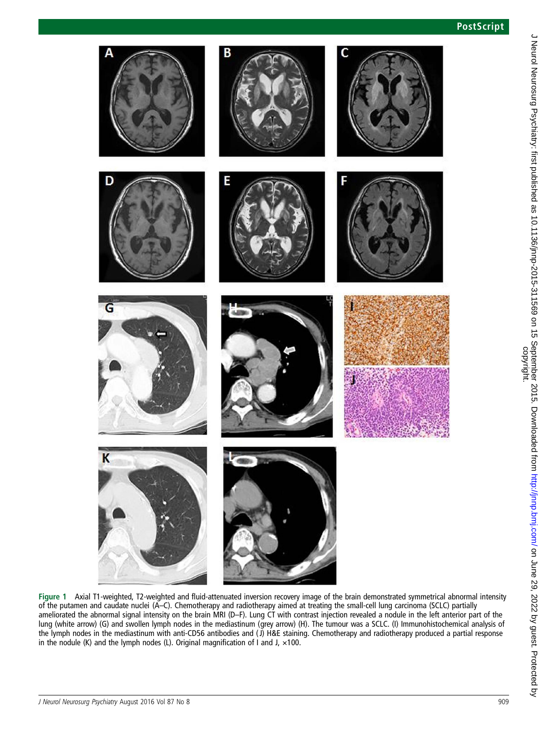**Figure 1** Axial T1-weighted, T2-weighted and fluid-attenuated inversion recovery image of the brain demonstrated symmetrical abnormal intensity of the putamen and caudate nuclei (A–C). Chemotherapy and radiotherapy aimed at treating the small-cell lung carcinoma (SCLC) partially ameliorated the abnormal signal intensity on the brain MRI (D–F). Lung CT with contrast injection revealed a nodule in the left anterior part of the lung (white arrow) (G) and swollen lymph nodes in the mediastinum (grey arrow) (H). The tumour was a SCLC. (I) Immunohistochemical analysis of the lymph nodes in the mediastinum with anti-CD56 antibodies and (J) H&E staining. Chemotherapy and radiotherapy produced a partial response in the nodule (K) and the lymph nodes (L). Original magnification of I and J, ×100.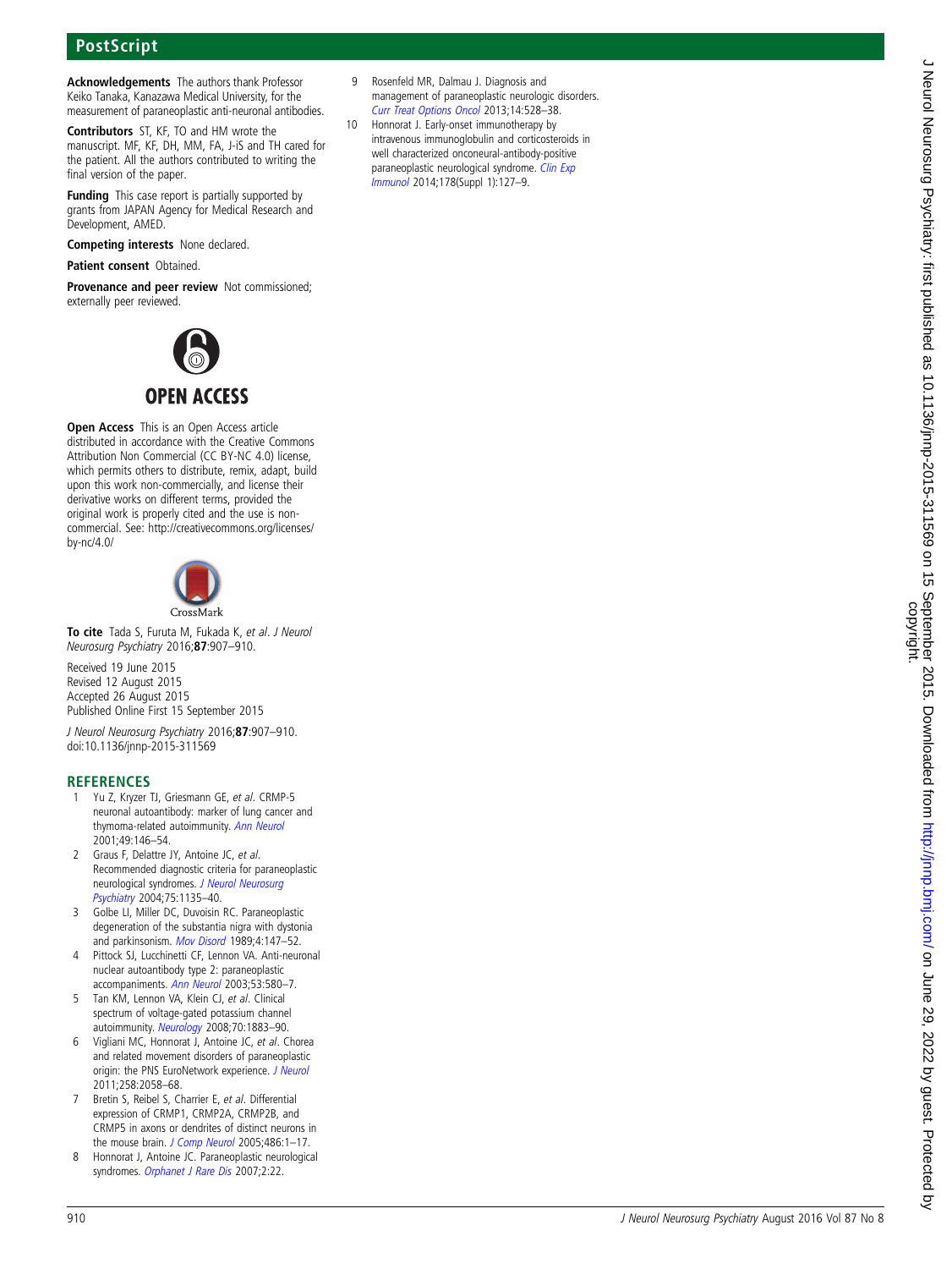**Acknowledgements** The authors thank Professor Keiko Tanaka, Kanazawa Medical University, for the measurement of paraneoplastic anti-neuronal antibodies.

**Contributors** ST, KF, TO and HM wrote the manuscript. MF, KF, DH, MM, FA, J-iS and TH cared for the patient. All the authors contributed to writing the final version of the paper.

**Funding** This case report is partially supported by grants from JAPAN Agency for Medical Research and Development, AMED.

**Competing interests** None declared.

**Patient consent** Obtained.

**Provenance and peer review** Not commissioned; externally peer reviewed.

OPEN ACCESS

**Open Access** This is an Open Access article distributed in accordance with the Creative Commons Attribution Non Commercial (CC BY-NC 4.0) license, which permits others to distribute, remix, adapt, build upon this work non-commercially, and license their derivative works on different terms, provided the original work is properly cited and the use is non-commercial. See: http://creativecommons.org/licenses/by-nc/4.0/

**To cite** Tada S, Furuta M, Fukada K, *et al*. *J Neurol Neurosurg Psychiatry* 2016;**87**:907–910.

Received 19 June 2015
Revised 12 August 2015
Accepted 26 August 2015
Published Online First 15 September 2015

*J Neurol Neurosurg Psychiatry* 2016;**87**:907–910.
doi:10.1136/jnnp-2015-311569

## REFERENCES

1. Yu Z, Kryzer TJ, Griesmann GE, *et al*. CRMP-5 neuronal autoantibody: marker of lung cancer and thymoma-related autoimmunity. *Ann Neurol* 2001;49:146–54.
2. Graus F, Delattre JY, Antoine JC, *et al*. Recommended diagnostic criteria for paraneoplastic neurological syndromes. *J Neurol Neurosurg Psychiatry* 2004;75:1135–40.
3. Golbe LI, Miller DC, Duvoisin RC. Paraneoplastic degeneration of the substantia nigra with dystonia and parkinsonism. *Mov Disord* 1989;4:147–52.
4. Pittock SJ, Lucchinetti CF, Lennon VA. Anti-neuronal nuclear autoantibody type 2: paraneoplastic accompaniments. *Ann Neurol* 2003;53:580–7.
5. Tan KM, Lennon VA, Klein CJ, *et al*. Clinical spectrum of voltage-gated potassium channel autoimmunity. *Neurology* 2008;70:1883–90.
6. Vigliani MC, Honnorat J, Antoine JC, *et al*. Chorea and related movement disorders of paraneoplastic origin: the PNS EuroNetwork experience. *J Neurol* 2011;258:2058–68.
7. Bretin S, Reibel S, Charrier E, *et al*. Differential expression of CRMP1, CRMP2A, CRMP2B, and CRMP5 in axons or dendrites of distinct neurons in the mouse brain. *J Comp Neurol* 2005;486:1–17.
8. Honnorat J, Antoine JC. Paraneoplastic neurological syndromes. *Orphanet J Rare Dis* 2007;2:22.
9. Rosenfeld MR, Dalmau J. Diagnosis and management of paraneoplastic neurologic disorders. *Curr Treat Options Oncol* 2013;14:528–38.
10. Honnorat J. Early-onset immunotherapy by intravenous immunoglobulin and corticosteroids in well characterized onconeural-antibody-positive paraneoplastic neurological syndrome. *Clin Exp Immunol* 2014;178(Suppl 1):127–9.